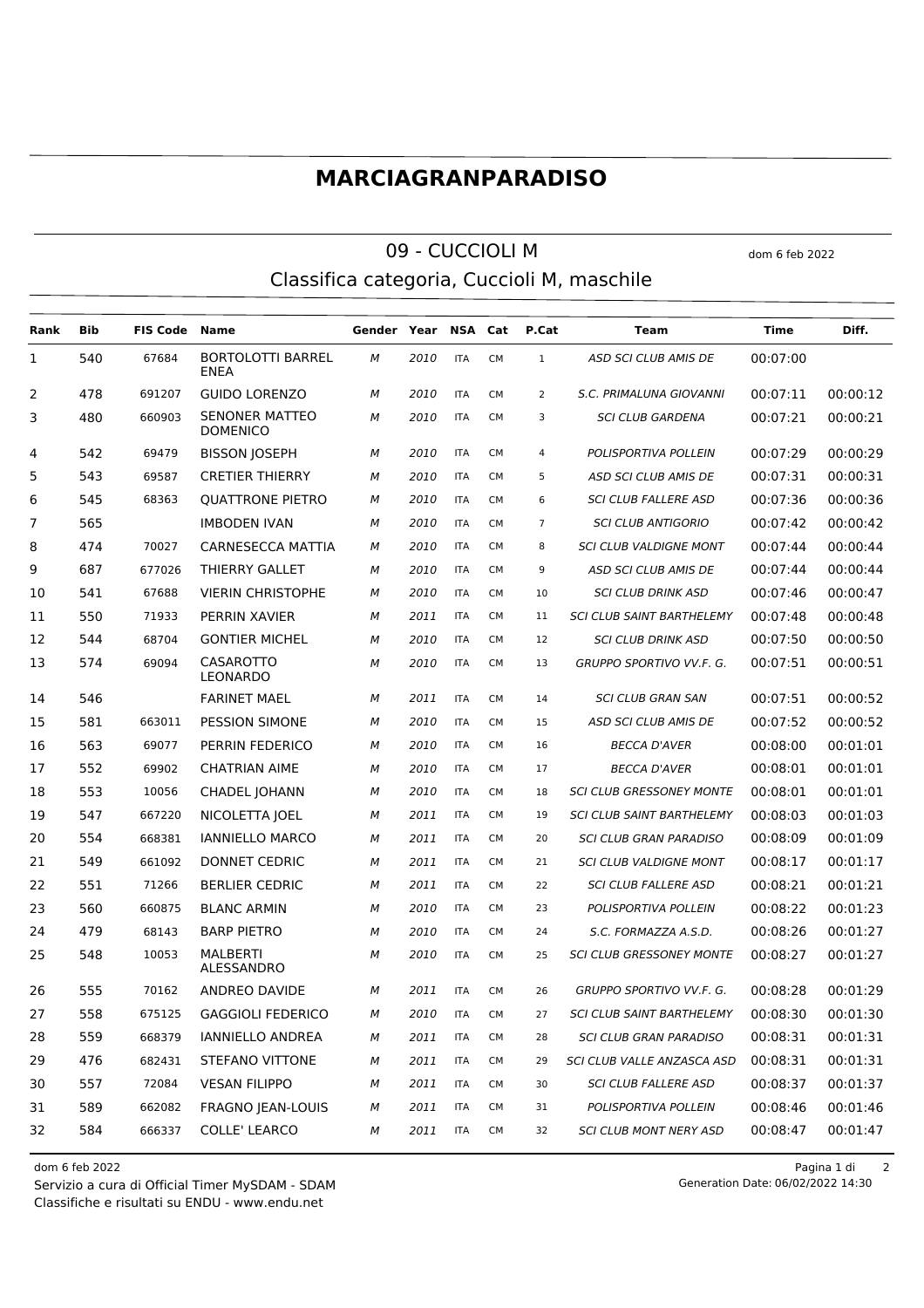# MARCIAGRANPARADISO

## 09 - CUCCIOLI M

dom 6 feb 2022

Classifica categoria, Cuccioli M, maschile

| Rank | Bib | FIS Code | Name | Gender | Year | NSA | Cat | P.Cat | Team | Time | Diff. |
|---|---|---|---|---|---|---|---|---|---|---|---|
| 1 | 540 | 67684 | BORTOLOTTI BARREL ENEA | M | 2010 | ITA | CM | 1 | ASD SCI CLUB AMIS DE | 00:07:00 | |
| 2 | 478 | 691207 | GUIDO LORENZO | M | 2010 | ITA | CM | 2 | S.C. PRIMALUNA GIOVANNI | 00:07:11 | 00:00:12 |
| 3 | 480 | 660903 | SENONER MATTEO DOMENICO | M | 2010 | ITA | CM | 3 | SCI CLUB GARDENA | 00:07:21 | 00:00:21 |
| 4 | 542 | 69479 | BISSON JOSEPH | M | 2010 | ITA | CM | 4 | POLISPORTIVA POLLEIN | 00:07:29 | 00:00:29 |
| 5 | 543 | 69587 | CRETIER THIERRY | M | 2010 | ITA | CM | 5 | ASD SCI CLUB AMIS DE | 00:07:31 | 00:00:31 |
| 6 | 545 | 68363 | QUATTRONE PIETRO | M | 2010 | ITA | CM | 6 | SCI CLUB FALLERE ASD | 00:07:36 | 00:00:36 |
| 7 | 565 | | IMBODEN IVAN | M | 2010 | ITA | CM | 7 | SCI CLUB ANTIGORIO | 00:07:42 | 00:00:42 |
| 8 | 474 | 70027 | CARNESECCA MATTIA | M | 2010 | ITA | CM | 8 | SCI CLUB VALDIGNE MONT | 00:07:44 | 00:00:44 |
| 9 | 687 | 677026 | THIERRY GALLET | M | 2010 | ITA | CM | 9 | ASD SCI CLUB AMIS DE | 00:07:44 | 00:00:44 |
| 10 | 541 | 67688 | VIERIN CHRISTOPHE | M | 2010 | ITA | CM | 10 | SCI CLUB DRINK ASD | 00:07:46 | 00:00:47 |
| 11 | 550 | 71933 | PERRIN XAVIER | M | 2011 | ITA | CM | 11 | SCI CLUB SAINT BARTHELEMY | 00:07:48 | 00:00:48 |
| 12 | 544 | 68704 | GONTIER MICHEL | M | 2010 | ITA | CM | 12 | SCI CLUB DRINK ASD | 00:07:50 | 00:00:50 |
| 13 | 574 | 69094 | CASAROTTO LEONARDO | M | 2010 | ITA | CM | 13 | GRUPPO SPORTIVO VV.F. G. | 00:07:51 | 00:00:51 |
| 14 | 546 | | FARINET MAEL | M | 2011 | ITA | CM | 14 | SCI CLUB GRAN SAN | 00:07:51 | 00:00:52 |
| 15 | 581 | 663011 | PESSION SIMONE | M | 2010 | ITA | CM | 15 | ASD SCI CLUB AMIS DE | 00:07:52 | 00:00:52 |
| 16 | 563 | 69077 | PERRIN FEDERICO | M | 2010 | ITA | CM | 16 | BECCA D'AVER | 00:08:00 | 00:01:01 |
| 17 | 552 | 69902 | CHATRIAN AIME | M | 2010 | ITA | CM | 17 | BECCA D'AVER | 00:08:01 | 00:01:01 |
| 18 | 553 | 10056 | CHADEL JOHANN | M | 2010 | ITA | CM | 18 | SCI CLUB GRESSONEY MONTE | 00:08:01 | 00:01:01 |
| 19 | 547 | 667220 | NICOLETTA JOEL | M | 2011 | ITA | CM | 19 | SCI CLUB SAINT BARTHELEMY | 00:08:03 | 00:01:03 |
| 20 | 554 | 668381 | IANNIELLO MARCO | M | 2011 | ITA | CM | 20 | SCI CLUB GRAN PARADISO | 00:08:09 | 00:01:09 |
| 21 | 549 | 661092 | DONNET CEDRIC | M | 2011 | ITA | CM | 21 | SCI CLUB VALDIGNE MONT | 00:08:17 | 00:01:17 |
| 22 | 551 | 71266 | BERLIER CEDRIC | M | 2011 | ITA | CM | 22 | SCI CLUB FALLERE ASD | 00:08:21 | 00:01:21 |
| 23 | 560 | 660875 | BLANC ARMIN | M | 2010 | ITA | CM | 23 | POLISPORTIVA POLLEIN | 00:08:22 | 00:01:23 |
| 24 | 479 | 68143 | BARP PIETRO | M | 2010 | ITA | CM | 24 | S.C. FORMAZZA A.S.D. | 00:08:26 | 00:01:27 |
| 25 | 548 | 10053 | MALBERTI ALESSANDRO | M | 2010 | ITA | CM | 25 | SCI CLUB GRESSONEY MONTE | 00:08:27 | 00:01:27 |
| 26 | 555 | 70162 | ANDREO DAVIDE | M | 2011 | ITA | CM | 26 | GRUPPO SPORTIVO VV.F. G. | 00:08:28 | 00:01:29 |
| 27 | 558 | 675125 | GAGGIOLI FEDERICO | M | 2010 | ITA | CM | 27 | SCI CLUB SAINT BARTHELEMY | 00:08:30 | 00:01:30 |
| 28 | 559 | 668379 | IANNIELLO ANDREA | M | 2011 | ITA | CM | 28 | SCI CLUB GRAN PARADISO | 00:08:31 | 00:01:31 |
| 29 | 476 | 682431 | STEFANO VITTONE | M | 2011 | ITA | CM | 29 | SCI CLUB VALLE ANZASCA ASD | 00:08:31 | 00:01:31 |
| 30 | 557 | 72084 | VESAN FILIPPO | M | 2011 | ITA | CM | 30 | SCI CLUB FALLERE ASD | 00:08:37 | 00:01:37 |
| 31 | 589 | 662082 | FRAGNO JEAN-LOUIS | M | 2011 | ITA | CM | 31 | POLISPORTIVA POLLEIN | 00:08:46 | 00:01:46 |
| 32 | 584 | 666337 | COLLE' LEARCO | M | 2011 | ITA | CM | 32 | SCI CLUB MONT NERY ASD | 00:08:47 | 00:01:47 |

dom 6 feb 2022

Servizio a cura di Official Timer MySDAM - SDAM

Classifiche e risultati su ENDU - www.endu.net

Generation Date: 06/02/2022 14:30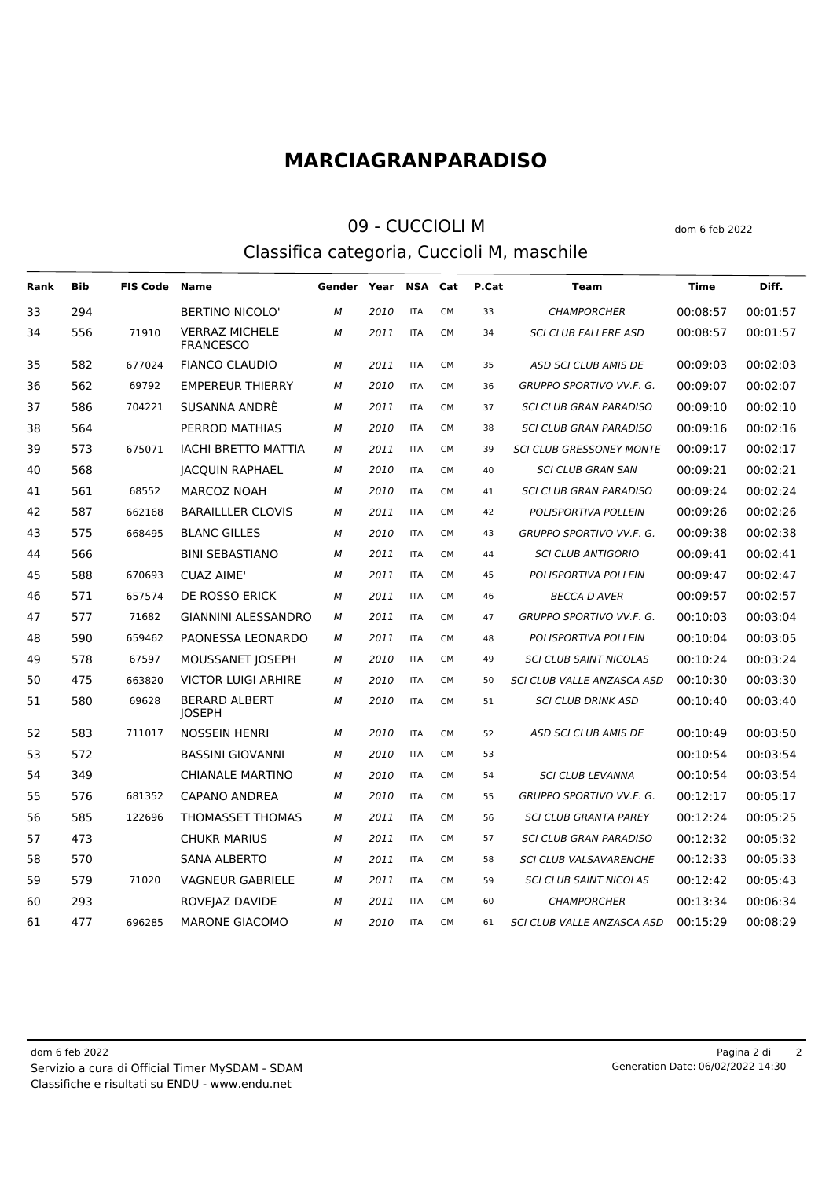# MARCIAGRANPARADISO

## 09 - CUCCIOLI M

dom 6 feb 2022

### Classifica categoria, Cuccioli M, maschile

| Rank | Bib | FIS Code | Name | Gender | Year | NSA | Cat | P.Cat | Team | Time | Diff. |
|---|---|---|---|---|---|---|---|---|---|---|---|
| 33 | 294 | | BERTINO NICOLO' | M | 2010 | ITA | CM | 33 | CHAMPORCHER | 00:08:57 | 00:01:57 |
| 34 | 556 | 71910 | VERRAZ MICHELE FRANCESCO | M | 2011 | ITA | CM | 34 | SCI CLUB FALLERE ASD | 00:08:57 | 00:01:57 |
| 35 | 582 | 677024 | FIANCO CLAUDIO | M | 2011 | ITA | CM | 35 | ASD SCI CLUB AMIS DE | 00:09:03 | 00:02:03 |
| 36 | 562 | 69792 | EMPEREUR THIERRY | M | 2010 | ITA | CM | 36 | GRUPPO SPORTIVO VV.F. G. | 00:09:07 | 00:02:07 |
| 37 | 586 | 704221 | SUSANNA ANDRÈ | M | 2011 | ITA | CM | 37 | SCI CLUB GRAN PARADISO | 00:09:10 | 00:02:10 |
| 38 | 564 | | PERROD MATHIAS | M | 2010 | ITA | CM | 38 | SCI CLUB GRAN PARADISO | 00:09:16 | 00:02:16 |
| 39 | 573 | 675071 | IACHI BRETTO MATTIA | M | 2011 | ITA | CM | 39 | SCI CLUB GRESSONEY MONTE | 00:09:17 | 00:02:17 |
| 40 | 568 | | JACQUIN RAPHAEL | M | 2010 | ITA | CM | 40 | SCI CLUB GRAN SAN | 00:09:21 | 00:02:21 |
| 41 | 561 | 68552 | MARCOZ NOAH | M | 2010 | ITA | CM | 41 | SCI CLUB GRAN PARADISO | 00:09:24 | 00:02:24 |
| 42 | 587 | 662168 | BARAILLLER CLOVIS | M | 2011 | ITA | CM | 42 | POLISPORTIVA POLLEIN | 00:09:26 | 00:02:26 |
| 43 | 575 | 668495 | BLANC GILLES | M | 2010 | ITA | CM | 43 | GRUPPO SPORTIVO VV.F. G. | 00:09:38 | 00:02:38 |
| 44 | 566 | | BINI SEBASTIANO | M | 2011 | ITA | CM | 44 | SCI CLUB ANTIGORIO | 00:09:41 | 00:02:41 |
| 45 | 588 | 670693 | CUAZ AIME' | M | 2011 | ITA | CM | 45 | POLISPORTIVA POLLEIN | 00:09:47 | 00:02:47 |
| 46 | 571 | 657574 | DE ROSSO ERICK | M | 2011 | ITA | CM | 46 | BECCA D'AVER | 00:09:57 | 00:02:57 |
| 47 | 577 | 71682 | GIANNINI ALESSANDRO | M | 2011 | ITA | CM | 47 | GRUPPO SPORTIVO VV.F. G. | 00:10:03 | 00:03:04 |
| 48 | 590 | 659462 | PAONESSA LEONARDO | M | 2011 | ITA | CM | 48 | POLISPORTIVA POLLEIN | 00:10:04 | 00:03:05 |
| 49 | 578 | 67597 | MOUSSANET JOSEPH | M | 2010 | ITA | CM | 49 | SCI CLUB SAINT NICOLAS | 00:10:24 | 00:03:24 |
| 50 | 475 | 663820 | VICTOR LUIGI ARHIRE | M | 2010 | ITA | CM | 50 | SCI CLUB VALLE ANZASCA ASD | 00:10:30 | 00:03:30 |
| 51 | 580 | 69628 | BERARD ALBERT JOSEPH | M | 2010 | ITA | CM | 51 | SCI CLUB DRINK ASD | 00:10:40 | 00:03:40 |
| 52 | 583 | 711017 | NOSSEIN HENRI | M | 2010 | ITA | CM | 52 | ASD SCI CLUB AMIS DE | 00:10:49 | 00:03:50 |
| 53 | 572 | | BASSINI GIOVANNI | M | 2010 | ITA | CM | 53 | | 00:10:54 | 00:03:54 |
| 54 | 349 | | CHIANALE MARTINO | M | 2010 | ITA | CM | 54 | SCI CLUB LEVANNA | 00:10:54 | 00:03:54 |
| 55 | 576 | 681352 | CAPANO ANDREA | M | 2010 | ITA | CM | 55 | GRUPPO SPORTIVO VV.F. G. | 00:12:17 | 00:05:17 |
| 56 | 585 | 122696 | THOMASSET THOMAS | M | 2011 | ITA | CM | 56 | SCI CLUB GRANTA PAREY | 00:12:24 | 00:05:25 |
| 57 | 473 | | CHUKR MARIUS | M | 2011 | ITA | CM | 57 | SCI CLUB GRAN PARADISO | 00:12:32 | 00:05:32 |
| 58 | 570 | | SANA ALBERTO | M | 2011 | ITA | CM | 58 | SCI CLUB VALSAVARENCHE | 00:12:33 | 00:05:33 |
| 59 | 579 | 71020 | VAGNEUR GABRIELE | M | 2011 | ITA | CM | 59 | SCI CLUB SAINT NICOLAS | 00:12:42 | 00:05:43 |
| 60 | 293 | | ROVEJAZ DAVIDE | M | 2011 | ITA | CM | 60 | CHAMPORCHER | 00:13:34 | 00:06:34 |
| 61 | 477 | 696285 | MARONE GIACOMO | M | 2010 | ITA | CM | 61 | SCI CLUB VALLE ANZASCA ASD | 00:15:29 | 00:08:29 |

dom 6 feb 2022
Servizio a cura di Official Timer MySDAM - SDAM
Classifiche e risultati su ENDU - www.endu.net

Generation Date: 06/02/2022 14:30